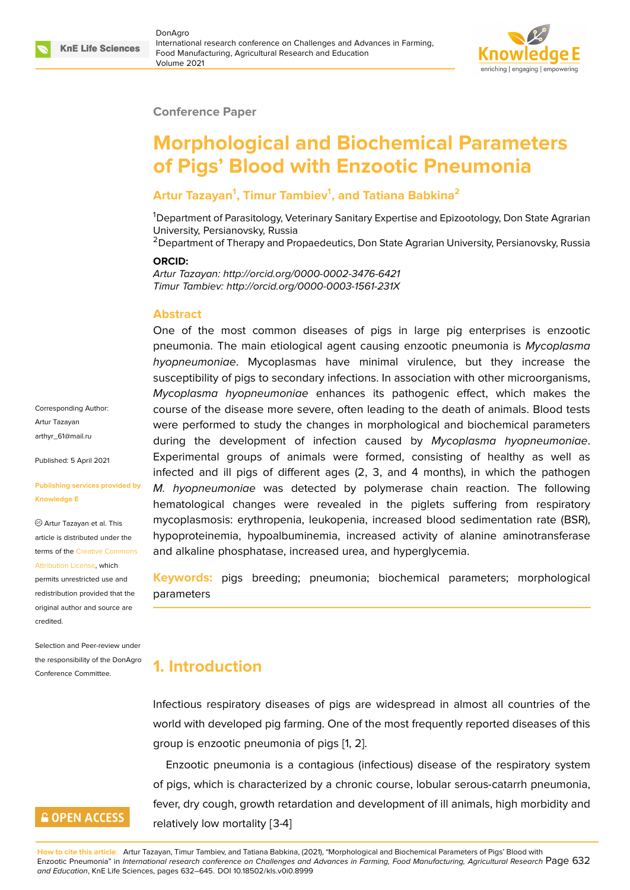Conference Paper

# Morphological and Biochemical Parameters of Pigs' Blood with Enzootic Pneumonia

**Artur Tazayan[1], Timur Tambiev[1], and Tatiana Babkina[2]**

[1]Department of Parasitology, Veterinary Sanitary Expertise and Epizootology, Don State Agrarian University, Persianovsky, Russia
[2]Department of Therapy and Propaedeutics, Don State Agrarian University, Persianovsky, Russia

**ORCID:**
*Artur Tazayan: http://orcid.org/0000-0002-3476-6421*
*Timur Tambiev: http://orcid.org/0000-0003-1561-231X*

Corresponding Author: Artur Tazayan arthyr_61@mail.ru

Published: 5 April 2021

Publishing services provided by Knowledge E

Artur Tazayan et al. This article is distributed under the terms of the Creative Commons Attribution License, which permits unrestricted use and redistribution provided that the original author and source are credited.

Selection and Peer-review under the responsibility of the DonAgro Conference Committee.

## Abstract

One of the most common diseases of pigs in large pig enterprises is enzootic pneumonia. The main etiological agent causing enzootic pneumonia is *Mycoplasma hyopneumoniae*. Mycoplasmas have minimal virulence, but they increase the susceptibility of pigs to secondary infections. In association with other microorganisms, *Mycoplasma hyopneumoniae* enhances its pathogenic effect, which makes the course of the disease more severe, often leading to the death of animals. Blood tests were performed to study the changes in morphological and biochemical parameters during the development of infection caused by *Mycoplasma hyopneumoniae*. Experimental groups of animals were formed, consisting of healthy as well as infected and ill pigs of different ages (2, 3, and 4 months), in which the pathogen *M. hyopneumoniae* was detected by polymerase chain reaction. The following hematological changes were revealed in the piglets suffering from respiratory mycoplasmosis: erythropenia, leukopenia, increased blood sedimentation rate (BSR), hypoproteinemia, hypoalbuminemia, increased activity of alanine aminotransferase and alkaline phosphatase, increased urea, and hyperglycemia.

**Keywords:** pigs breeding; pneumonia; biochemical parameters; morphological parameters

## 1. Introduction

Infectious respiratory diseases of pigs are widespread in almost all countries of the world with developed pig farming. One of the most frequently reported diseases of this group is enzootic pneumonia of pigs [1, 2].

Enzootic pneumonia is a contagious (infectious) disease of the respiratory system of pigs, which is characterized by a chronic course, lobular serous-catarrh pneumonia, fever, dry cough, growth retardation and development of ill animals, high morbidity and relatively low mortality [3-4]

**How to cite this article:** Artur Tazayan, Timur Tambiev, and Tatiana Babkina, (2021), "Morphological and Biochemical Parameters of Pigs' Blood with Enzootic Pneumonia" in *International research conference on Challenges and Advances in Farming, Food Manufacturing, Agricultural Research and Education*, KnE Life Sciences, pages 632–645. DOI 10.18502/kls.v0i0.8999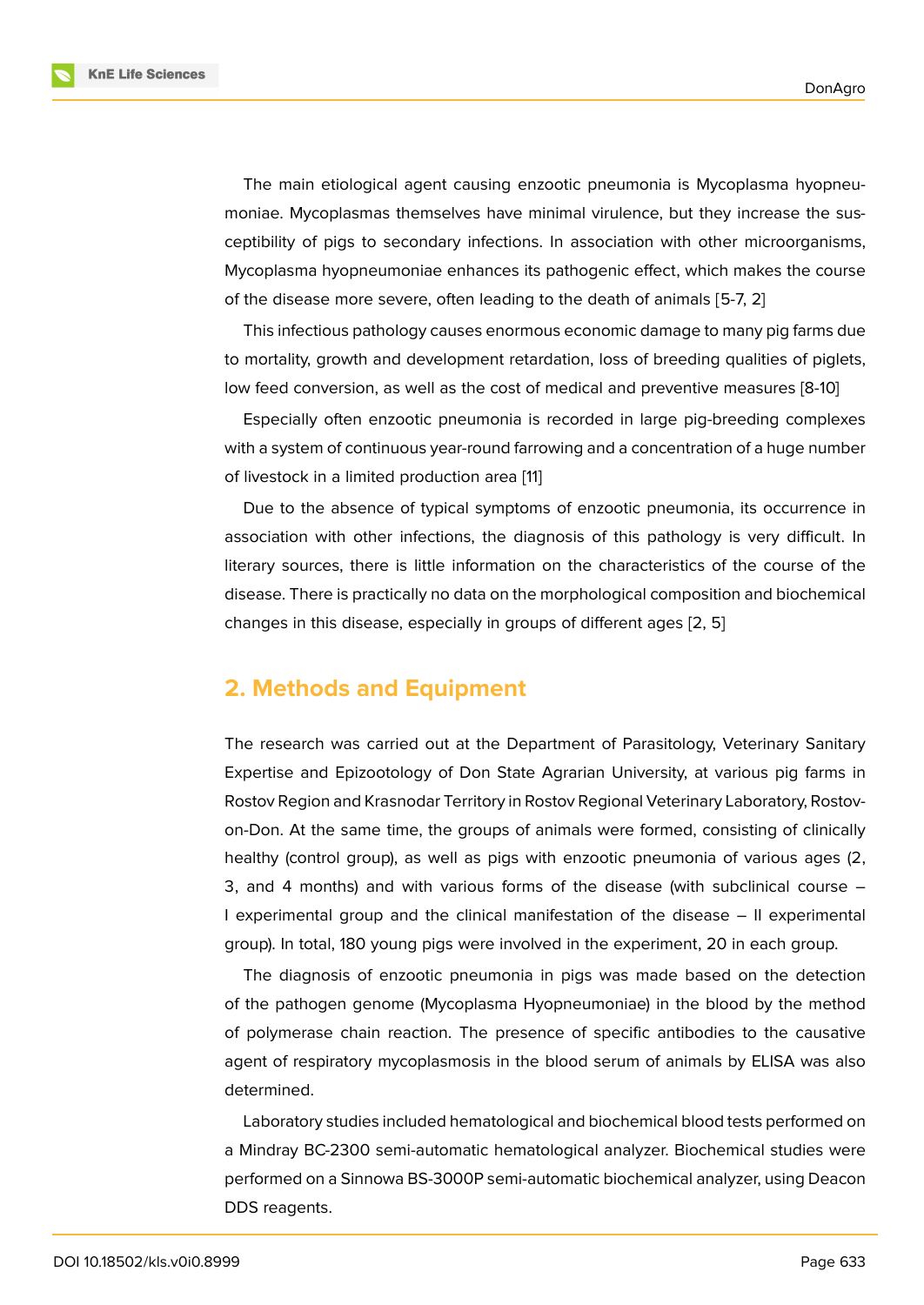The main etiological agent causing enzootic pneumonia is Mycoplasma hyopneumoniae. Mycoplasmas themselves have minimal virulence, but they increase the susceptibility of pigs to secondary infections. In association with other microorganisms, Mycoplasma hyopneumoniae enhances its pathogenic effect, which makes the course of the disease more severe, often leading to the death of animals [5-7, 2]

This infectious pathology causes enormous economic damage to many pig farms due to mortality, growth and development retardation, loss of breeding qualities of piglets, low feed conversion, as well as the cost of medical and preventive measures [8-10]

Especially often enzootic pneumonia is recorded in large pig-breeding complexes with a system of continuous year-round farrowing and a concentration of a huge number of livestock in a limited production area [11]

Due to the absence of typical symptoms of enzootic pneumonia, its occurrence in association with other infections, the diagnosis of this pathology is very difficult. In literary sources, there is little information on the characteristics of the course of the disease. There is practically no data on the morphological composition and biochemical changes in this disease, especially in groups of different ages [2, 5]

## 2. Methods and Equipment

The research was carried out at the Department of Parasitology, Veterinary Sanitary Expertise and Epizootology of Don State Agrarian University, at various pig farms in Rostov Region and Krasnodar Territory in Rostov Regional Veterinary Laboratory, Rostov-on-Don. At the same time, the groups of animals were formed, consisting of clinically healthy (control group), as well as pigs with enzootic pneumonia of various ages (2, 3, and 4 months) and with various forms of the disease (with subclinical course – I experimental group and the clinical manifestation of the disease – II experimental group). In total, 180 young pigs were involved in the experiment, 20 in each group.

The diagnosis of enzootic pneumonia in pigs was made based on the detection of the pathogen genome (Mycoplasma Hyopneumoniae) in the blood by the method of polymerase chain reaction. The presence of specific antibodies to the causative agent of respiratory mycoplasmosis in the blood serum of animals by ELISA was also determined.

Laboratory studies included hematological and biochemical blood tests performed on a Mindray BC-2300 semi-automatic hematological analyzer. Biochemical studies were performed on a Sinnowa BS-3000P semi-automatic biochemical analyzer, using Deacon DDS reagents.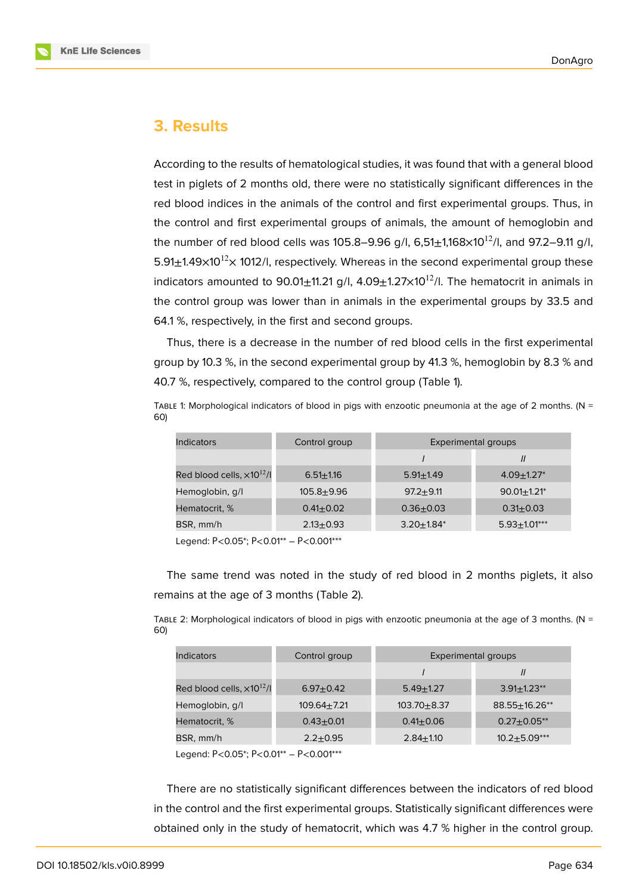## 3. Results

According to the results of hematological studies, it was found that with a general blood test in piglets of 2 months old, there were no statistically significant differences in the red blood indices in the animals of the control and first experimental groups. Thus, in the control and first experimental groups of animals, the amount of hemoglobin and the number of red blood cells was 105.8–9.96 g/l, 6,51±1,168×$10^{12}$/l, and 97.2–9.11 g/l, 5.91±1.49×$10^{12}$× 1012/l, respectively. Whereas in the second experimental group these indicators amounted to 90.01±11.21 g/l, 4.09±1.27×$10^{12}$/l. The hematocrit in animals in the control group was lower than in animals in the experimental groups by 33.5 and 64.1 %, respectively, in the first and second groups.

Thus, there is a decrease in the number of red blood cells in the first experimental group by 10.3 %, in the second experimental group by 41.3 %, hemoglobin by 8.3 % and 40.7 %, respectively, compared to the control group (Table 1).

Table 1: Morphological indicators of blood in pigs with enzootic pneumonia at the age of 2 months. (N = 60)

| Indicators | Control group | Experimental groups | |
|---|---|---|---|
| | | *I* | *II* |
| Red blood cells, ×$10^{12}$/l | 6.51±1.16 | 5.91±1.49 | 4.09±1.27* |
| Hemoglobin, g/l | 105.8±9.96 | 97.2±9.11 | 90.01±1.21* |
| Hematocrit, % | 0.41±0.02 | 0.36±0.03 | 0.31±0.03 |
| BSR, mm/h | 2.13±0.93 | 3.20±1.84* | 5.93±1.01*** |

Legend: P<0.05*; P<0.01** – P<0.001***

The same trend was noted in the study of red blood in 2 months piglets, it also remains at the age of 3 months (Table 2).

Table 2: Morphological indicators of blood in pigs with enzootic pneumonia at the age of 3 months. (N = 60)

| Indicators | Control group | Experimental groups | |
|---|---|---|---|
| | | *I* | *II* |
| Red blood cells, ×$10^{12}$/l | 6.97±0.42 | 5.49±1.27 | 3.91±1.23** |
| Hemoglobin, g/l | 109.64±7.21 | 103.70±8.37 | 88.55±16.26** |
| Hematocrit, % | 0.43±0.01 | 0.41±0.06 | 0.27±0.05** |
| BSR, mm/h | 2.2±0.95 | 2.84±1.10 | 10.2±5.09*** |

Legend: P<0.05*; P<0.01** – P<0.001***

There are no statistically significant differences between the indicators of red blood in the control and the first experimental groups. Statistically significant differences were obtained only in the study of hematocrit, which was 4.7 % higher in the control group.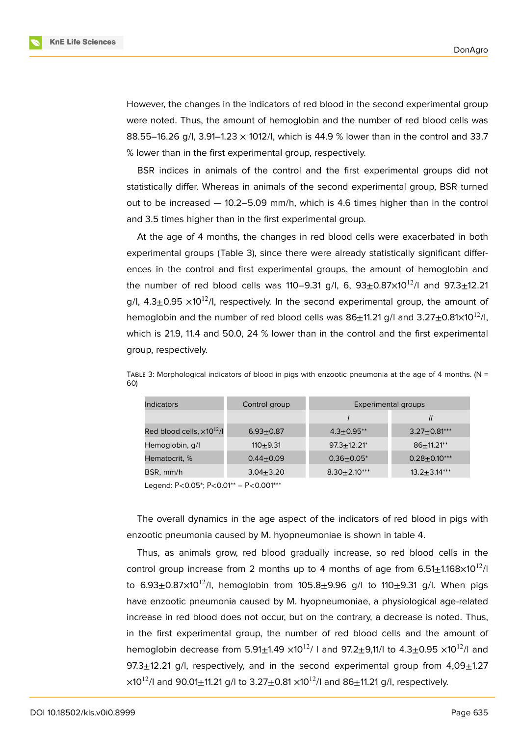However, the changes in the indicators of red blood in the second experimental group were noted. Thus, the amount of hemoglobin and the number of red blood cells was 88.55–16.26 g/l, 3.91–1.23 × 1012/l, which is 44.9 % lower than in the control and 33.7 % lower than in the first experimental group, respectively.

BSR indices in animals of the control and the first experimental groups did not statistically differ. Whereas in animals of the second experimental group, BSR turned out to be increased — 10.2–5.09 mm/h, which is 4.6 times higher than in the control and 3.5 times higher than in the first experimental group.

At the age of 4 months, the changes in red blood cells were exacerbated in both experimental groups (Table 3), since there were already statistically significant differences in the control and first experimental groups, the amount of hemoglobin and the number of red blood cells was 110–9.31 g/l, 6, 93±0.87×$10^{12}$/l and 97.3±12.21 g/l, 4.3±0.95 ×$10^{12}$/l, respectively. In the second experimental group, the amount of hemoglobin and the number of red blood cells was 86±11.21 g/l and 3.27±0.81×$10^{12}$/l, which is 21.9, 11.4 and 50.0, 24 % lower than in the control and the first experimental group, respectively.

Table 3: Morphological indicators of blood in pigs with enzootic pneumonia at the age of 4 months. (N = 60)

| Indicators | Control group | Experimental groups | |
|---|---|---|---|
| | | *I* | *II* |
| Red blood cells, ×$10^{12}$/l | 6.93±0.87 | 4.3±0.95** | 3.27±0.81*** |
| Hemoglobin, g/l | 110±9.31 | 97.3±12.21* | 86±11.21** |
| Hematocrit, % | 0.44±0.09 | 0.36±0.05* | 0.28±0.10*** |
| BSR, mm/h | 3.04±3.20 | 8.30±2.10*** | 13.2±3.14*** |

Legend: P<0.05*; P<0.01** – P<0.001***

The overall dynamics in the age aspect of the indicators of red blood in pigs with enzootic pneumonia caused by M. hyopneumoniae is shown in table 4.

Thus, as animals grow, red blood gradually increase, so red blood cells in the control group increase from 2 months up to 4 months of age from 6.51±1.168×$10^{12}$/l to 6.93±0.87×$10^{12}$/l, hemoglobin from 105.8±9.96 g/l to 110±9.31 g/l. When pigs have enzootic pneumonia caused by M. hyopneumoniae, a physiological age-related increase in red blood does not occur, but on the contrary, a decrease is noted. Thus, in the first experimental group, the number of red blood cells and the amount of hemoglobin decrease from 5.91±1.49 ×$10^{12}$/ l and 97.2±9,11/l to 4.3±0.95 ×$10^{12}$/l and 97.3±12.21 g/l, respectively, and in the second experimental group from 4,09±1.27 ×$10^{12}$/l and 90.01±11.21 g/l to 3.27±0.81 ×$10^{12}$/l and 86±11.21 g/l, respectively.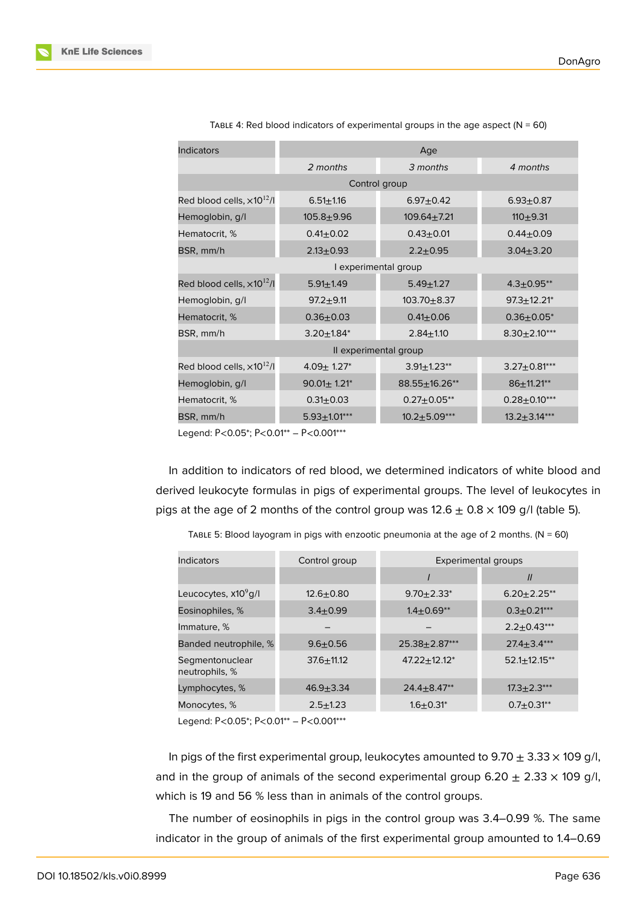Table 4: Red blood indicators of experimental groups in the age aspect (N = 60)

| Indicators | Age | | |
|---|---|---|---|
| | *2 months* | *3 months* | *4 months* |
| Control group | | | |
| Red blood cells, $\times 10^{12}$/l | 6.51±1.16 | 6.97±0.42 | 6.93±0.87 |
| Hemoglobin, g/l | 105.8±9.96 | 109.64±7.21 | 110±9.31 |
| Hematocrit, % | 0.41±0.02 | 0.43±0.01 | 0.44±0.09 |
| BSR, mm/h | 2.13±0.93 | 2.2±0.95 | 3.04±3.20 |
| I experimental group | | | |
| Red blood cells, $\times 10^{12}$/l | 5.91±1.49 | 5.49±1.27 | 4.3±0.95** |
| Hemoglobin, g/l | 97.2±9.11 | 103.70±8.37 | 97.3±12.21* |
| Hematocrit, % | 0.36±0.03 | 0.41±0.06 | 0.36±0.05* |
| BSR, mm/h | 3.20±1.84* | 2.84±1.10 | 8.30±2.10*** |
| II experimental group | | | |
| Red blood cells, $\times 10^{12}$/l | 4.09± 1.27* | 3.91±1.23** | 3.27±0.81*** |
| Hemoglobin, g/l | 90.01± 1.21* | 88.55±16.26** | 86±11.21** |
| Hematocrit, % | 0.31±0.03 | 0.27±0.05** | 0.28±0.10*** |
| BSR, mm/h | 5.93±1.01*** | 10.2±5.09*** | 13.2±3.14*** |

Legend: P<0.05*; P<0.01** – P<0.001***

In addition to indicators of red blood, we determined indicators of white blood and derived leukocyte formulas in pigs of experimental groups. The level of leukocytes in pigs at the age of 2 months of the control group was 12.6 ± 0.8 × 109 g/l (table 5).

Table 5: Blood layogram in pigs with enzootic pneumonia at the age of 2 months. (N = 60)

| Indicators | Control group | Experimental groups | |
|---|---|---|---|
| | | *I* | *II* |
| Leucocytes, $x10^9$g/l | 12.6±0.80 | 9.70±2.33* | 6.20±2.25** |
| Eosinophiles, % | 3.4±0.99 | 1.4±0.69** | 0.3±0.21*** |
| Immature, % | – | – | 2.2±0.43*** |
| Banded neutrophile, % | 9.6±0.56 | 25.38±2.87*** | 27.4±3.4*** |
| Segmentonuclear neutrophils, % | 37.6±11.12 | 47.22±12.12* | 52.1±12.15** |
| Lymphocytes, % | 46.9±3.34 | 24.4±8.47** | 17.3±2.3*** |
| Monocytes, % | 2.5±1.23 | 1.6±0.31* | 0.7±0.31** |

Legend: P<0.05*; P<0.01** – P<0.001***

In pigs of the first experimental group, leukocytes amounted to 9.70 ± 3.33 × 109 g/l, and in the group of animals of the second experimental group 6.20 ± 2.33 × 109 g/l, which is 19 and 56 % less than in animals of the control groups.

The number of eosinophils in pigs in the control group was 3.4–0.99 %. The same indicator in the group of animals of the first experimental group amounted to 1.4–0.69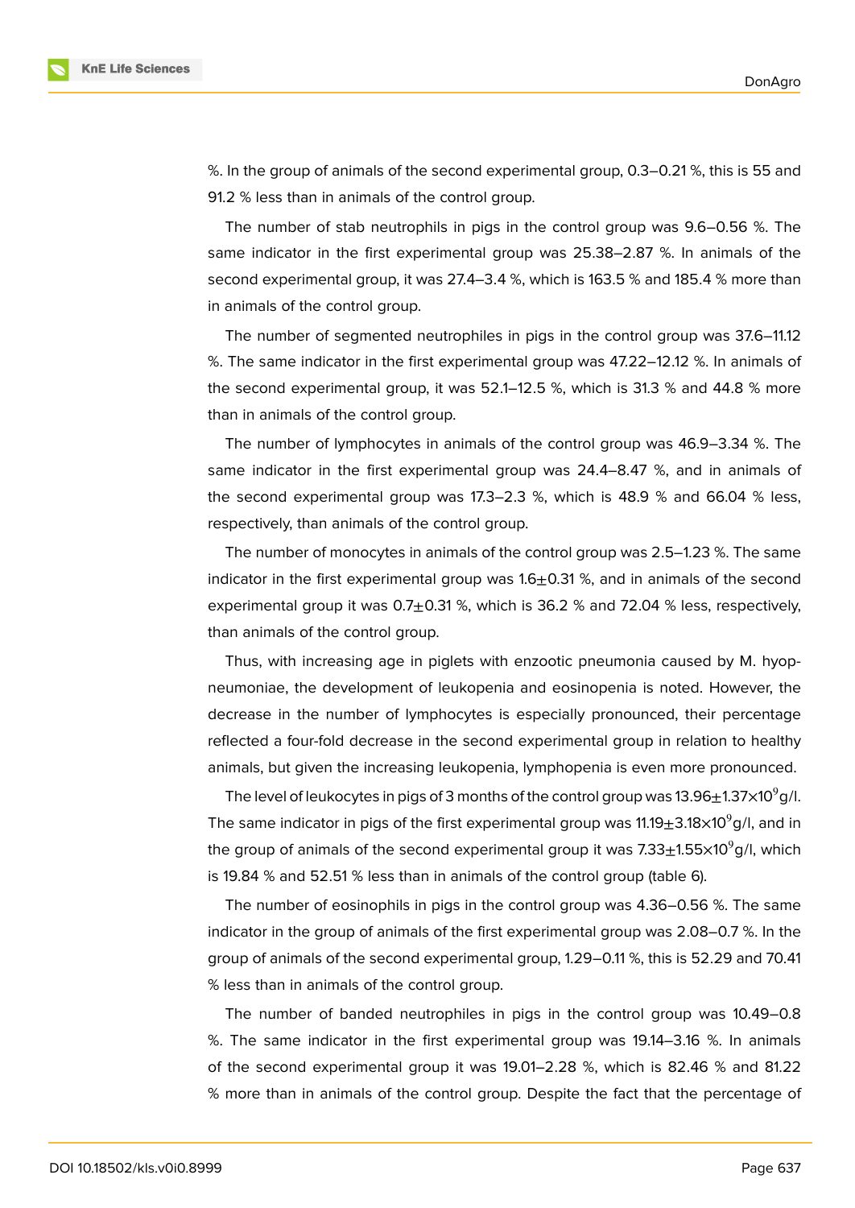%. In the group of animals of the second experimental group, 0.3–0.21 %, this is 55 and 91.2 % less than in animals of the control group.

The number of stab neutrophils in pigs in the control group was 9.6–0.56 %. The same indicator in the first experimental group was 25.38–2.87 %. In animals of the second experimental group, it was 27.4–3.4 %, which is 163.5 % and 185.4 % more than in animals of the control group.

The number of segmented neutrophiles in pigs in the control group was 37.6–11.12 %. The same indicator in the first experimental group was 47.22–12.12 %. In animals of the second experimental group, it was 52.1–12.5 %, which is 31.3 % and 44.8 % more than in animals of the control group.

The number of lymphocytes in animals of the control group was 46.9–3.34 %. The same indicator in the first experimental group was 24.4–8.47 %, and in animals of the second experimental group was 17.3–2.3 %, which is 48.9 % and 66.04 % less, respectively, than animals of the control group.

The number of monocytes in animals of the control group was 2.5–1.23 %. The same indicator in the first experimental group was 1.6±0.31 %, and in animals of the second experimental group it was 0.7±0.31 %, which is 36.2 % and 72.04 % less, respectively, than animals of the control group.

Thus, with increasing age in piglets with enzootic pneumonia caused by M. hyopneumoniae, the development of leukopenia and eosinopenia is noted. However, the decrease in the number of lymphocytes is especially pronounced, their percentage reflected a four-fold decrease in the second experimental group in relation to healthy animals, but given the increasing leukopenia, lymphopenia is even more pronounced.

The level of leukocytes in pigs of 3 months of the control group was $13.96 \pm 1.37 \times 10^9$ g/l. The same indicator in pigs of the first experimental group was $11.19 \pm 3.18 \times 10^9$ g/l, and in the group of animals of the second experimental group it was $7.33 \pm 1.55 \times 10^9$ g/l, which is 19.84 % and 52.51 % less than in animals of the control group (table 6).

The number of eosinophils in pigs in the control group was 4.36–0.56 %. The same indicator in the group of animals of the first experimental group was 2.08–0.7 %. In the group of animals of the second experimental group, 1.29–0.11 %, this is 52.29 and 70.41 % less than in animals of the control group.

The number of banded neutrophiles in pigs in the control group was 10.49–0.8 %. The same indicator in the first experimental group was 19.14–3.16 %. In animals of the second experimental group it was 19.01–2.28 %, which is 82.46 % and 81.22 % more than in animals of the control group. Despite the fact that the percentage of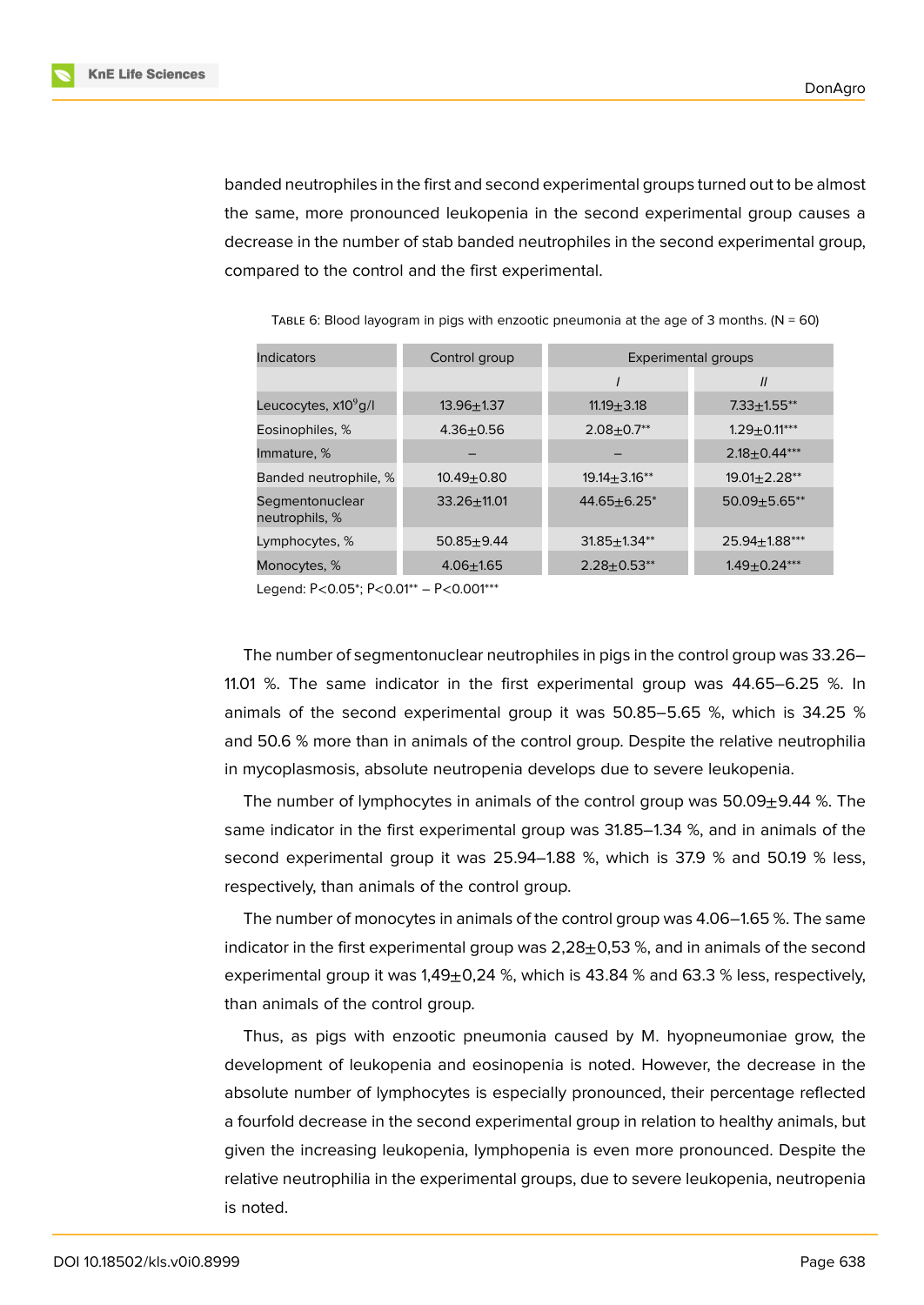banded neutrophiles in the first and second experimental groups turned out to be almost the same, more pronounced leukopenia in the second experimental group causes a decrease in the number of stab banded neutrophiles in the second experimental group, compared to the control and the first experimental.

Table 6: Blood layogram in pigs with enzootic pneumonia at the age of 3 months. (N = 60)

| Indicators | Control group | Experimental groups | |
|---|---|---|---|
| | | *I* | *II* |
| Leucocytes, $x10^9$g/l | 13.96±1.37 | 11.19±3.18 | 7.33±1.55** |
| Eosinophiles, % | 4.36±0.56 | 2.08±0.7** | 1.29±0.11*** |
| Immature, % | – | – | 2.18±0.44*** |
| Banded neutrophile, % | 10.49±0.80 | 19.14±3.16** | 19.01±2.28** |
| Segmentonuclear neutrophils, % | 33.26±11.01 | 44.65±6.25* | 50.09±5.65** |
| Lymphocytes, % | 50.85±9.44 | 31.85±1.34** | 25.94±1.88*** |
| Monocytes, % | 4.06±1.65 | 2.28±0.53** | 1.49±0.24*** |

Legend: $P<0.05$*; $P<0.01$** – $P<0.001$***

The number of segmentonuclear neutrophiles in pigs in the control group was 33.26–11.01 %. The same indicator in the first experimental group was 44.65–6.25 %. In animals of the second experimental group it was 50.85–5.65 %, which is 34.25 % and 50.6 % more than in animals of the control group. Despite the relative neutrophilia in mycoplasmosis, absolute neutropenia develops due to severe leukopenia.

The number of lymphocytes in animals of the control group was 50.09±9.44 %. The same indicator in the first experimental group was 31.85–1.34 %, and in animals of the second experimental group it was 25.94–1.88 %, which is 37.9 % and 50.19 % less, respectively, than animals of the control group.

The number of monocytes in animals of the control group was 4.06–1.65 %. The same indicator in the first experimental group was 2,28±0,53 %, and in animals of the second experimental group it was 1,49±0,24 %, which is 43.84 % and 63.3 % less, respectively, than animals of the control group.

Thus, as pigs with enzootic pneumonia caused by M. hyopneumoniae grow, the development of leukopenia and eosinopenia is noted. However, the decrease in the absolute number of lymphocytes is especially pronounced, their percentage reflected a fourfold decrease in the second experimental group in relation to healthy animals, but given the increasing leukopenia, lymphopenia is even more pronounced. Despite the relative neutrophilia in the experimental groups, due to severe leukopenia, neutropenia is noted.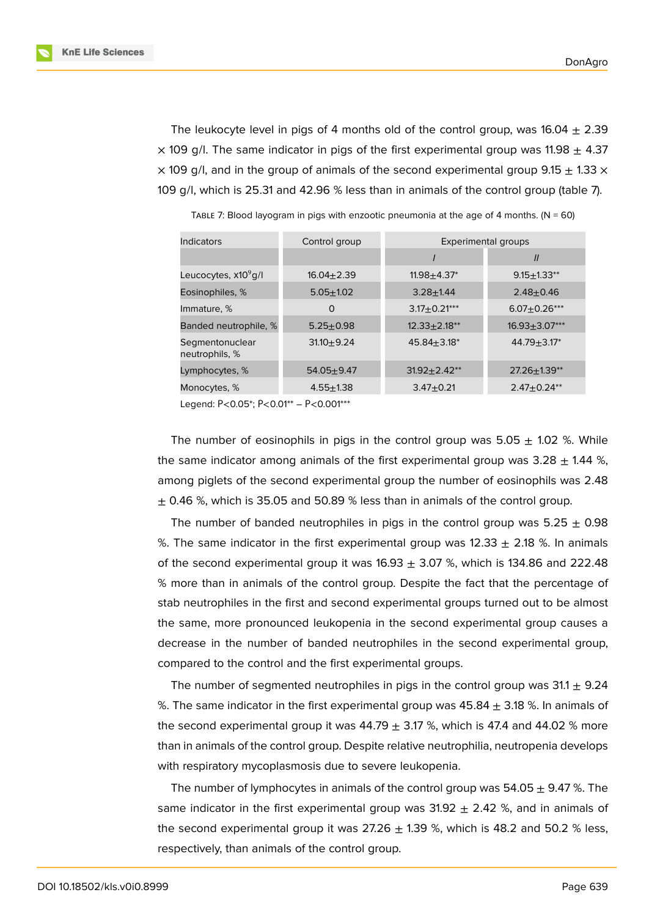The leukocyte level in pigs of 4 months old of the control group, was 16.04 ± 2.39 × 109 g/l. The same indicator in pigs of the first experimental group was 11.98 ± 4.37 × 109 g/l, and in the group of animals of the second experimental group 9.15 ± 1.33 × 109 g/l, which is 25.31 and 42.96 % less than in animals of the control group (table 7).

Table 7: Blood layogram in pigs with enzootic pneumonia at the age of 4 months. (N = 60)

| Indicators | Control group | Experimental groups | |
|---|---|---|---|
| | | *I* | *II* |
| Leucocytes, $x10^9$g/l | 16.04±2.39 | 11.98±4.37* | 9.15±1.33** |
| Eosinophiles, % | 5.05±1.02 | 3.28±1.44 | 2.48±0.46 |
| Immature, % | 0 | 3.17±0.21*** | 6.07±0.26*** |
| Banded neutrophile, % | 5.25±0.98 | 12.33±2.18** | 16.93±3.07*** |
| Segmentonuclear neutrophils, % | 31.10±9.24 | 45.84±3.18* | 44.79±3.17* |
| Lymphocytes, % | 54.05±9.47 | 31.92±2.42** | 27.26±1.39** |
| Monocytes, % | 4.55±1.38 | 3.47±0.21 | 2.47±0.24** |

Legend: P<0.05*; P<0.01** – P<0.001***

The number of eosinophils in pigs in the control group was 5.05 ± 1.02 %. While the same indicator among animals of the first experimental group was 3.28 ± 1.44 %, among piglets of the second experimental group the number of eosinophils was 2.48 ± 0.46 %, which is 35.05 and 50.89 % less than in animals of the control group.

The number of banded neutrophiles in pigs in the control group was 5.25 ± 0.98 %. The same indicator in the first experimental group was 12.33 ± 2.18 %. In animals of the second experimental group it was 16.93 ± 3.07 %, which is 134.86 and 222.48 % more than in animals of the control group. Despite the fact that the percentage of stab neutrophiles in the first and second experimental groups turned out to be almost the same, more pronounced leukopenia in the second experimental group causes a decrease in the number of banded neutrophiles in the second experimental group, compared to the control and the first experimental groups.

The number of segmented neutrophiles in pigs in the control group was 31.1 ± 9.24 %. The same indicator in the first experimental group was 45.84 ± 3.18 %. In animals of the second experimental group it was 44.79 ± 3.17 %, which is 47.4 and 44.02 % more than in animals of the control group. Despite relative neutrophilia, neutropenia develops with respiratory mycoplasmosis due to severe leukopenia.

The number of lymphocytes in animals of the control group was 54.05 ± 9.47 %. The same indicator in the first experimental group was 31.92 ± 2.42 %, and in animals of the second experimental group it was 27.26 ± 1.39 %, which is 48.2 and 50.2 % less, respectively, than animals of the control group.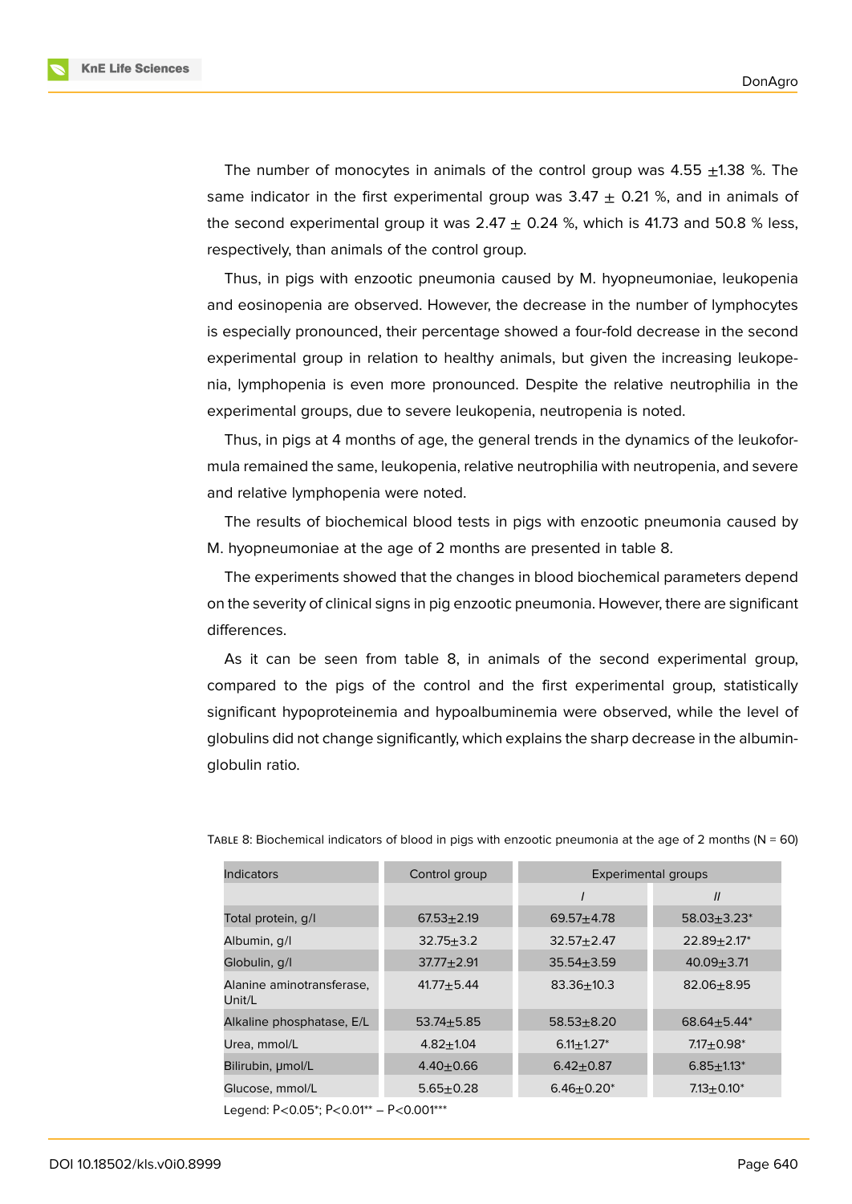The number of monocytes in animals of the control group was 4.55 ±1.38 %. The same indicator in the first experimental group was 3.47 ± 0.21 %, and in animals of the second experimental group it was 2.47 ± 0.24 %, which is 41.73 and 50.8 % less, respectively, than animals of the control group.

Thus, in pigs with enzootic pneumonia caused by M. hyopneumoniae, leukopenia and eosinopenia are observed. However, the decrease in the number of lymphocytes is especially pronounced, their percentage showed a four-fold decrease in the second experimental group in relation to healthy animals, but given the increasing leukopenia, lymphopenia is even more pronounced. Despite the relative neutrophilia in the experimental groups, due to severe leukopenia, neutropenia is noted.

Thus, in pigs at 4 months of age, the general trends in the dynamics of the leukoformula remained the same, leukopenia, relative neutrophilia with neutropenia, and severe and relative lymphopenia were noted.

The results of biochemical blood tests in pigs with enzootic pneumonia caused by M. hyopneumoniae at the age of 2 months are presented in table 8.

The experiments showed that the changes in blood biochemical parameters depend on the severity of clinical signs in pig enzootic pneumonia. However, there are significant differences.

As it can be seen from table 8, in animals of the second experimental group, compared to the pigs of the control and the first experimental group, statistically significant hypoproteinemia and hypoalbuminemia were observed, while the level of globulins did not change significantly, which explains the sharp decrease in the albumin-globulin ratio.

Table 8: Biochemical indicators of blood in pigs with enzootic pneumonia at the age of 2 months (N = 60)

| Indicators | Control group | Experimental groups | |
|---|---|---|---|
| | | *I* | *II* |
| Total protein, g/l | 67.53±2.19 | 69.57±4.78 | 58.03±3.23* |
| Albumin, g/l | 32.75±3.2 | 32.57±2.47 | 22.89±2.17* |
| Globulin, g/l | 37.77±2.91 | 35.54±3.59 | 40.09±3.71 |
| Alanine aminotransferase, Unit/L | 41.77±5.44 | 83.36±10.3 | 82.06±8.95 |
| Alkaline phosphatase, E/L | 53.74±5.85 | 58.53±8.20 | 68.64±5.44* |
| Urea, mmol/L | 4.82±1.04 | 6.11±1.27* | 7.17±0.98* |
| Bilirubin, µmol/L | 4.40±0.66 | 6.42±0.87 | 6.85±1.13* |
| Glucose, mmol/L | 5.65±0.28 | 6.46±0.20* | 7.13±0.10* |

Legend: P<0.05*; P<0.01** – P<0.001***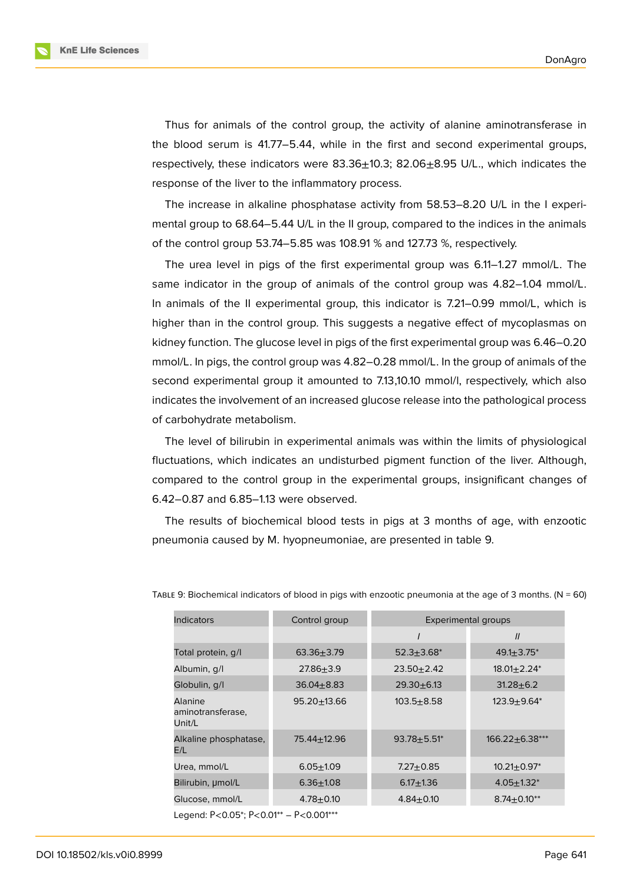Thus for animals of the control group, the activity of alanine aminotransferase in the blood serum is 41.77–5.44, while in the first and second experimental groups, respectively, these indicators were 83.36±10.3; 82.06±8.95 U/L., which indicates the response of the liver to the inflammatory process.

The increase in alkaline phosphatase activity from 58.53–8.20 U/L in the I experimental group to 68.64–5.44 U/L in the II group, compared to the indices in the animals of the control group 53.74–5.85 was 108.91 % and 127.73 %, respectively.

The urea level in pigs of the first experimental group was 6.11–1.27 mmol/L. The same indicator in the group of animals of the control group was 4.82–1.04 mmol/L. In animals of the II experimental group, this indicator is 7.21–0.99 mmol/L, which is higher than in the control group. This suggests a negative effect of mycoplasmas on kidney function. The glucose level in pigs of the first experimental group was 6.46–0.20 mmol/L. In pigs, the control group was 4.82–0.28 mmol/L. In the group of animals of the second experimental group it amounted to 7.13,10.10 mmol/l, respectively, which also indicates the involvement of an increased glucose release into the pathological process of carbohydrate metabolism.

The level of bilirubin in experimental animals was within the limits of physiological fluctuations, which indicates an undisturbed pigment function of the liver. Although, compared to the control group in the experimental groups, insignificant changes of 6.42–0.87 and 6.85–1.13 were observed.

The results of biochemical blood tests in pigs at 3 months of age, with enzootic pneumonia caused by M. hyopneumoniae, are presented in table 9.

Table 9: Biochemical indicators of blood in pigs with enzootic pneumonia at the age of 3 months. (N = 60)

| Indicators | Control group | Experimental groups | |
|---|---|---|---|
| | | *I* | *II* |
| Total protein, g/l | 63.36±3.79 | 52.3±3.68* | 49.1±3.75* |
| Albumin, g/l | 27.86±3.9 | 23.50±2.42 | 18.01±2.24* |
| Globulin, g/l | 36.04±8.83 | 29.30±6.13 | 31.28±6.2 |
| Alanine aminotransferase, Unit/L | 95.20±13.66 | 103.5±8.58 | 123.9±9.64* |
| Alkaline phosphatase, E/L | 75.44±12.96 | 93.78±5.51* | 166.22±6.38*** |
| Urea, mmol/L | 6.05±1.09 | 7.27±0.85 | 10.21±0.97* |
| Bilirubin, μmol/L | 6.36±1.08 | 6.17±1.36 | 4.05±1.32* |
| Glucose, mmol/L | 4.78±0.10 | 4.84±0.10 | 8.74±0.10** |

Legend: P<0.05*; P<0.01** – P<0.001***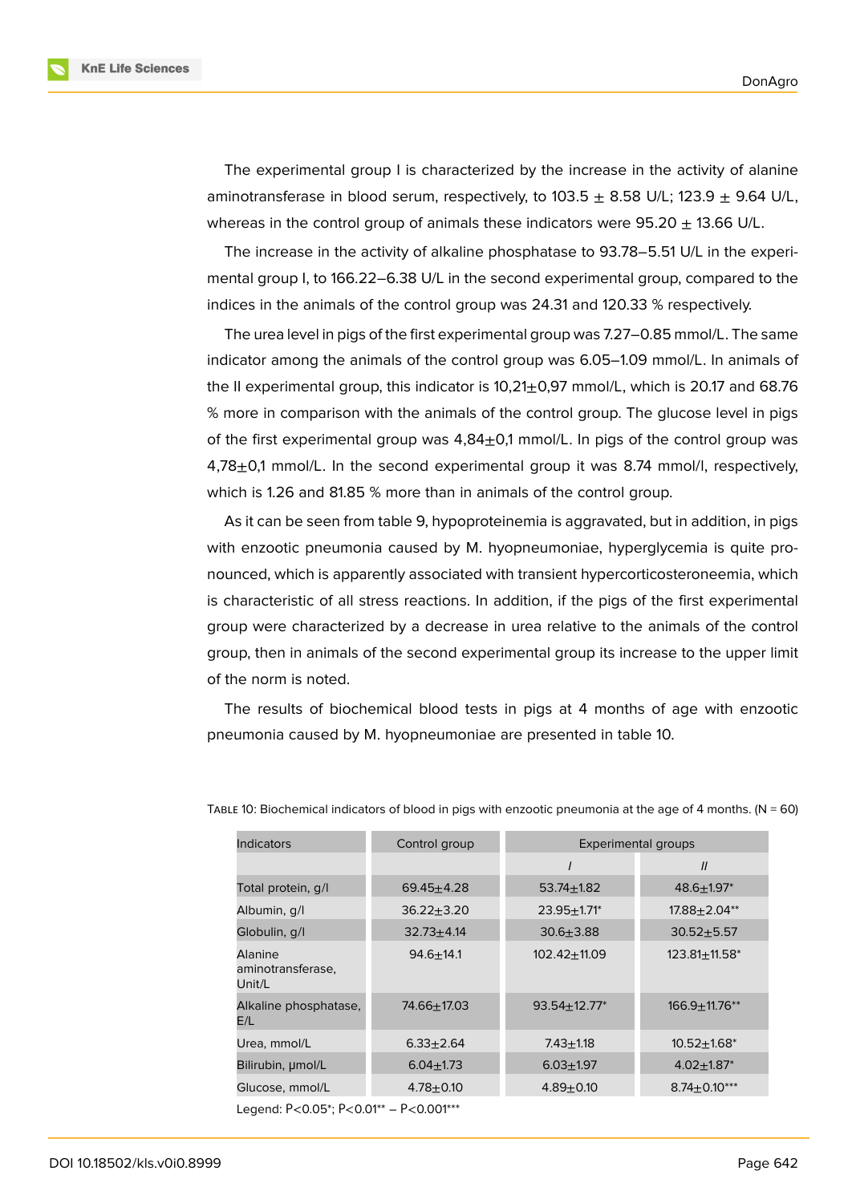The experimental group I is characterized by the increase in the activity of alanine aminotransferase in blood serum, respectively, to 103.5 ± 8.58 U/L; 123.9 ± 9.64 U/L, whereas in the control group of animals these indicators were 95.20 ± 13.66 U/L.

The increase in the activity of alkaline phosphatase to 93.78–5.51 U/L in the experimental group I, to 166.22–6.38 U/L in the second experimental group, compared to the indices in the animals of the control group was 24.31 and 120.33 % respectively.

The urea level in pigs of the first experimental group was 7.27–0.85 mmol/L. The same indicator among the animals of the control group was 6.05–1.09 mmol/L. In animals of the II experimental group, this indicator is 10,21±0,97 mmol/L, which is 20.17 and 68.76 % more in comparison with the animals of the control group. The glucose level in pigs of the first experimental group was 4,84±0,1 mmol/L. In pigs of the control group was 4,78±0,1 mmol/L. In the second experimental group it was 8.74 mmol/l, respectively, which is 1.26 and 81.85 % more than in animals of the control group.

As it can be seen from table 9, hypoproteinemia is aggravated, but in addition, in pigs with enzootic pneumonia caused by M. hyopneumoniae, hyperglycemia is quite pronounced, which is apparently associated with transient hypercorticosteroneemia, which is characteristic of all stress reactions. In addition, if the pigs of the first experimental group were characterized by a decrease in urea relative to the animals of the control group, then in animals of the second experimental group its increase to the upper limit of the norm is noted.

The results of biochemical blood tests in pigs at 4 months of age with enzootic pneumonia caused by M. hyopneumoniae are presented in table 10.

Table 10: Biochemical indicators of blood in pigs with enzootic pneumonia at the age of 4 months. (N = 60)

| Indicators | Control group | Experimental groups | |
|---|---|---|---|
| | | *I* | *II* |
| Total protein, g/l | 69.45±4.28 | 53.74±1.82 | 48.6±1.97* |
| Albumin, g/l | 36.22±3.20 | 23.95±1.71* | 17.88±2.04** |
| Globulin, g/l | 32.73±4.14 | 30.6±3.88 | 30.52±5.57 |
| Alanine aminotransferase, Unit/L | 94.6±14.1 | 102.42±11.09 | 123.81±11.58* |
| Alkaline phosphatase, E/L | 74.66±17.03 | 93.54±12.77* | 166.9±11.76** |
| Urea, mmol/L | 6.33±2.64 | 7.43±1.18 | 10.52±1.68* |
| Bilirubin, µmol/L | 6.04±1.73 | 6.03±1.97 | 4.02±1.87* |
| Glucose, mmol/L | 4.78±0.10 | 4.89±0.10 | 8.74±0.10*** |

Legend: P<0.05*; P<0.01** – P<0.001***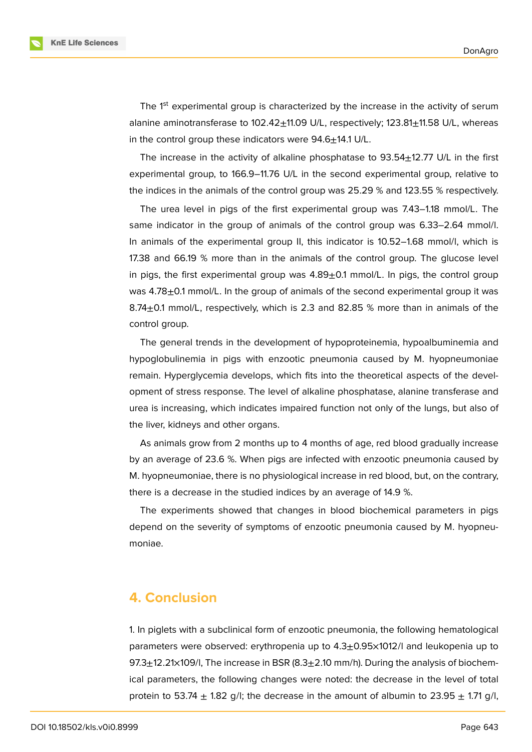The 1st experimental group is characterized by the increase in the activity of serum alanine aminotransferase to 102.42±11.09 U/L, respectively; 123.81±11.58 U/L, whereas in the control group these indicators were 94.6±14.1 U/L.

The increase in the activity of alkaline phosphatase to 93.54±12.77 U/L in the first experimental group, to 166.9–11.76 U/L in the second experimental group, relative to the indices in the animals of the control group was 25.29 % and 123.55 % respectively.

The urea level in pigs of the first experimental group was 7.43–1.18 mmol/L. The same indicator in the group of animals of the control group was 6.33–2.64 mmol/l. In animals of the experimental group II, this indicator is 10.52–1.68 mmol/l, which is 17.38 and 66.19 % more than in the animals of the control group. The glucose level in pigs, the first experimental group was 4.89±0.1 mmol/L. In pigs, the control group was 4.78±0.1 mmol/L. In the group of animals of the second experimental group it was 8.74±0.1 mmol/L, respectively, which is 2.3 and 82.85 % more than in animals of the control group.

The general trends in the development of hypoproteinemia, hypoalbuminemia and hypoglobulinemia in pigs with enzootic pneumonia caused by M. hyopneumoniae remain. Hyperglycemia develops, which fits into the theoretical aspects of the development of stress response. The level of alkaline phosphatase, alanine transferase and urea is increasing, which indicates impaired function not only of the lungs, but also of the liver, kidneys and other organs.

As animals grow from 2 months up to 4 months of age, red blood gradually increase by an average of 23.6 %. When pigs are infected with enzootic pneumonia caused by M. hyopneumoniae, there is no physiological increase in red blood, but, on the contrary, there is a decrease in the studied indices by an average of 14.9 %.

The experiments showed that changes in blood biochemical parameters in pigs depend on the severity of symptoms of enzootic pneumonia caused by M. hyopneumoniae.

## 4. Conclusion

1. In piglets with a subclinical form of enzootic pneumonia, the following hematological parameters were observed: erythropenia up to 4.3±0.95×1012/l and leukopenia up to 97.3±12.21×109/l, The increase in BSR (8.3±2.10 mm/h). During the analysis of biochemical parameters, the following changes were noted: the decrease in the level of total protein to 53.74 ± 1.82 g/l; the decrease in the amount of albumin to 23.95 ± 1.71 g/l,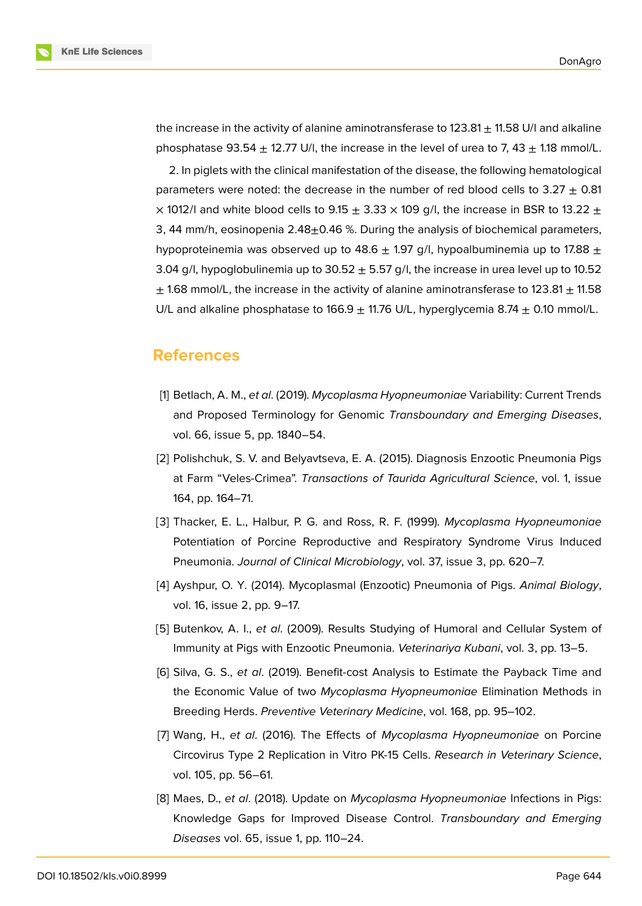the increase in the activity of alanine aminotransferase to 123.81 ± 11.58 U/l and alkaline phosphatase 93.54 ± 12.77 U/l, the increase in the level of urea to 7, 43 ± 1.18 mmol/L.

2. In piglets with the clinical manifestation of the disease, the following hematological parameters were noted: the decrease in the number of red blood cells to 3.27 ± 0.81 × 1012/l and white blood cells to 9.15 ± 3.33 × 109 g/l, the increase in BSR to 13.22 ± 3, 44 mm/h, eosinopenia 2.48±0.46 %. During the analysis of biochemical parameters, hypoproteinemia was observed up to 48.6 ± 1.97 g/l, hypoalbuminemia up to 17.88 ± 3.04 g/l, hypoglobulinemia up to 30.52 ± 5.57 g/l, the increase in urea level up to 10.52 ± 1.68 mmol/L, the increase in the activity of alanine aminotransferase to 123.81 ± 11.58 U/L and alkaline phosphatase to 166.9 ± 11.76 U/L, hyperglycemia 8.74 ± 0.10 mmol/L.

## References

[1] Betlach, A. M., *et al*. (2019). *Mycoplasma Hyopneumoniae* Variability: Current Trends and Proposed Terminology for Genomic *Transboundary and Emerging Diseases*, vol. 66, issue 5, pp. 1840–54.

[2] Polishchuk, S. V. and Belyavtseva, E. A. (2015). Diagnosis Enzootic Pneumonia Pigs at Farm "Veles-Crimea". *Transactions of Taurida Agricultural Science*, vol. 1, issue 164, pp. 164–71.

[3] Thacker, E. L., Halbur, P. G. and Ross, R. F. (1999). *Mycoplasma Hyopneumoniae* Potentiation of Porcine Reproductive and Respiratory Syndrome Virus Induced Pneumonia. *Journal of Clinical Microbiology*, vol. 37, issue 3, pp. 620–7.

[4] Ayshpur, O. Y. (2014). Mycoplasmal (Enzootic) Pneumonia of Pigs. *Animal Biology*, vol. 16, issue 2, pp. 9–17.

[5] Butenkov, A. I., *et al*. (2009). Results Studying of Humoral and Cellular System of Immunity at Pigs with Enzootic Pneumonia. *Veterinariya Kubani*, vol. 3, pp. 13–5.

[6] Silva, G. S., *et al*. (2019). Benefit-cost Analysis to Estimate the Payback Time and the Economic Value of two *Mycoplasma Hyopneumoniae* Elimination Methods in Breeding Herds. *Preventive Veterinary Medicine*, vol. 168, pp. 95–102.

[7] Wang, H., *et al*. (2016). The Effects of *Mycoplasma Hyopneumoniae* on Porcine Circovirus Type 2 Replication in Vitro PK-15 Cells. *Research in Veterinary Science*, vol. 105, pp. 56–61.

[8] Maes, D., *et al*. (2018). Update on *Mycoplasma Hyopneumoniae* Infections in Pigs: Knowledge Gaps for Improved Disease Control. *Transboundary and Emerging Diseases* vol. 65, issue 1, pp. 110–24.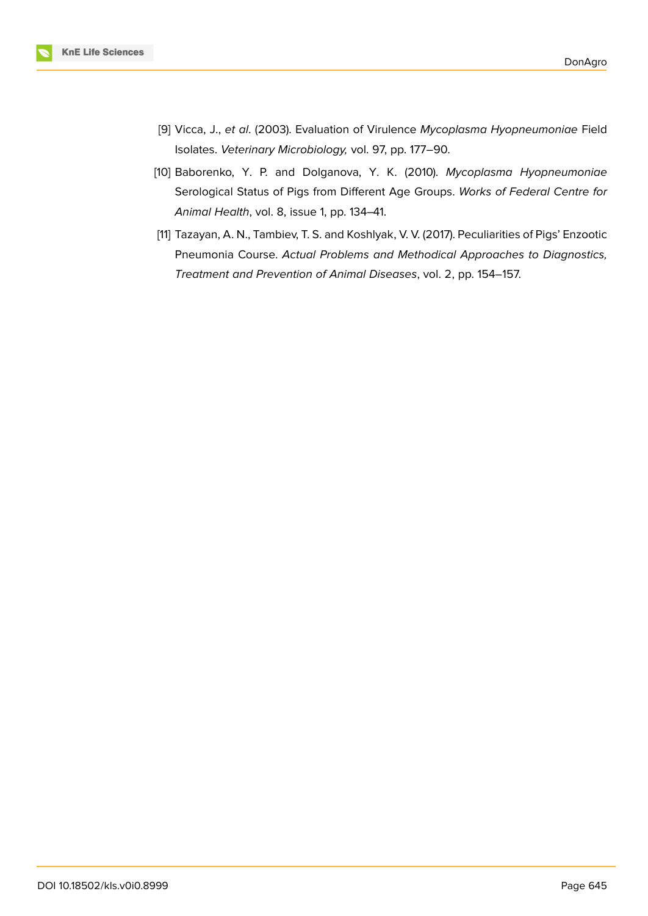[9] Vicca, J., *et al*. (2003). Evaluation of Virulence *Mycoplasma Hyopneumoniae* Field Isolates. *Veterinary Microbiology,* vol. 97, pp. 177–90.

[10] Baborenko, Y. P. and Dolganova, Y. K. (2010). *Mycoplasma Hyopneumoniae* Serological Status of Pigs from Different Age Groups. *Works of Federal Centre for Animal Health*, vol. 8, issue 1, pp. 134–41.

[11] Tazayan, A. N., Tambiev, T. S. and Koshlyak, V. V. (2017). Peculiarities of Pigs' Enzootic Pneumonia Course. *Actual Problems and Methodical Approaches to Diagnostics, Treatment and Prevention of Animal Diseases*, vol. 2, pp. 154–157.